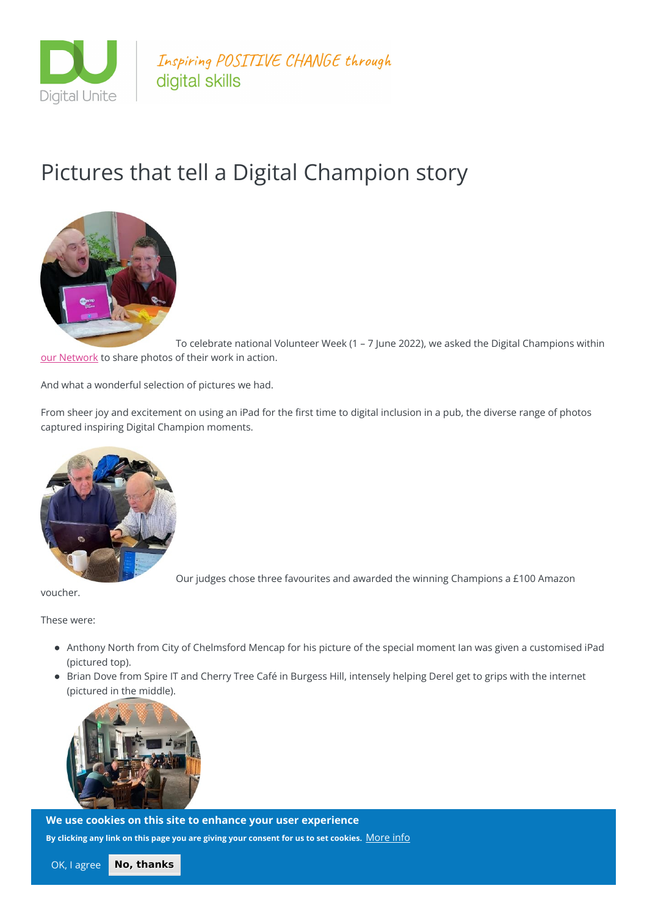Digital Unite

*Inspiring POSITIVE CHANGE through* digital skills

# Pictures that tell a Digital Champion story

To celebrate national Volunteer Week (1 – 7 June 2022), we asked the Digital Champions within our Network to share photos of their work in action.

And what a wonderful selection of pictures we had.

From sheer joy and excitement on using an iPad for the first time to digital inclusion in a pub, the diverse range of photos captured inspiring Digital Champion moments.

Our judges chose three favourites and awarded the winning Champions a £100 Amazon voucher.

These were:

- Anthony North from City of Chelmsford Mencap for his picture of the special moment Ian was given a customised iPad (pictured top).
- Brian Dove from Spire IT and Cherry Tree Café in Burgess Hill, intensely helping Derel get to grips with the internet (pictured in the middle).

**We use cookies on this site to enhance your user experience**

**By clicking any link on this page you are giving your consent for us to set cookies.** More info

OK, I agree **No, thanks**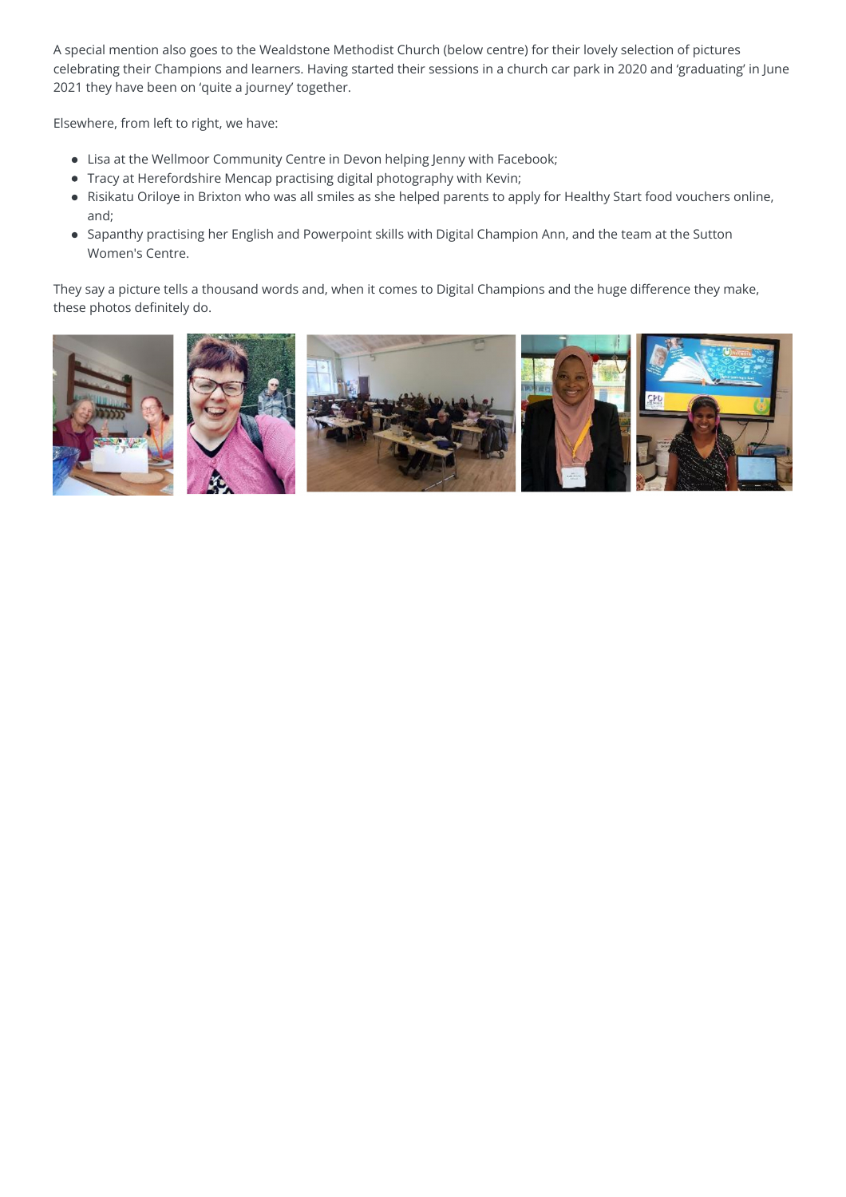A special mention also goes to the Wealdstone Methodist Church (below centre) for their lovely selection of pictures celebrating their Champions and learners. Having started their sessions in a church car park in 2020 and 'graduating' in June 2021 they have been on 'quite a journey' together.

Elsewhere, from left to right, we have:

- Lisa at the Wellmoor Community Centre in Devon helping Jenny with Facebook;
- Tracy at Herefordshire Mencap practising digital photography with Kevin;
- Risikatu Oriloye in Brixton who was all smiles as she helped parents to apply for Healthy Start food vouchers online, and;
- Sapanthy practising her English and Powerpoint skills with Digital Champion Ann, and the team at the Sutton Women's Centre.

They say a picture tells a thousand words and, when it comes to Digital Champions and the huge difference they make, these photos definitely do.